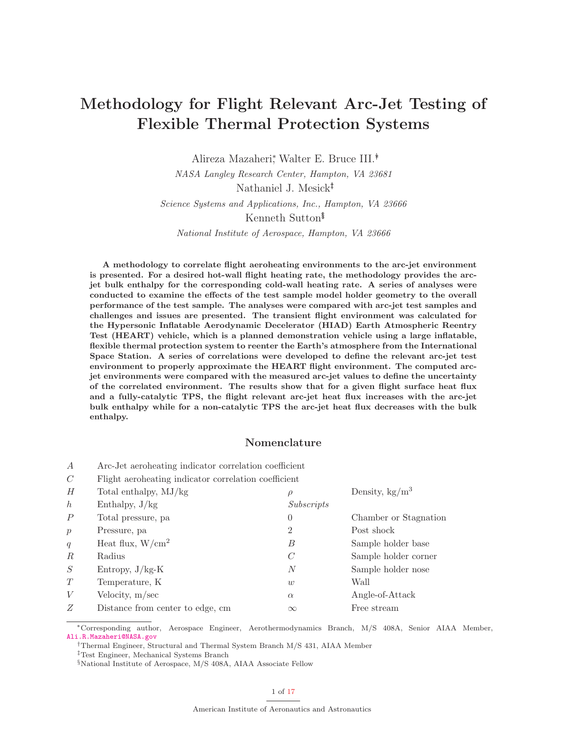# Methodology for Flight Relevant Arc-Jet Testing of Flexible Thermal Protection Systems

Alireza Mazaheri[*], Walter E. Bruce III.[†]

*NASA Langley Research Center, Hampton, VA 23681*

Nathaniel J. Mesick[‡]

*Science Systems and Applications, Inc., Hampton, VA 23666*

Kenneth Sutton[§]

*National Institute of Aerospace, Hampton, VA 23666*

**A methodology to correlate flight aeroheating environments to the arc-jet environment is presented. For a desired hot-wall flight heating rate, the methodology provides the arc-jet bulk enthalpy for the corresponding cold-wall heating rate. A series of analyses were conducted to examine the effects of the test sample model holder geometry to the overall performance of the test sample. The analyses were compared with arc-jet test samples and challenges and issues are presented. The transient flight environment was calculated for the Hypersonic Inflatable Aerodynamic Decelerator (HIAD) Earth Atmospheric Reentry Test (HEART) vehicle, which is a planned demonstration vehicle using a large inflatable, flexible thermal protection system to reenter the Earth's atmosphere from the International Space Station. A series of correlations were developed to define the relevant arc-jet test environment to properly approximate the HEART flight environment. The computed arc-jet environments were compared with the measured arc-jet values to define the uncertainty of the correlated environment. The results show that for a given flight surface heat flux and a fully-catalytic TPS, the flight relevant arc-jet heat flux increases with the arc-jet bulk enthalpy while for a non-catalytic TPS the arc-jet heat flux decreases with the bulk enthalpy.**

## Nomenclature

| | |
|---|---|
| $A$ | Arc-Jet aeroheating indicator correlation coefficient |
| $C$ | Flight aeroheating indicator correlation coefficient |
| $H$ | Total enthalpy, MJ/kg |
| $h$ | Enthalpy, J/kg |
| $P$ | Total pressure, pa |
| $p$ | Pressure, pa |
| $q$ | Heat flux, W/cm$^2$ |
| $R$ | Radius |
| $S$ | Entropy, J/kg-K |
| $T$ | Temperature, K |
| $V$ | Velocity, m/sec |
| $Z$ | Distance from center to edge, cm |
| $\rho$ | Density, kg/m$^3$ |

*Subscripts*

| | |
|---|---|
| $0$ | Chamber or Stagnation |
| $2$ | Post shock |
| $B$ | Sample holder base |
| $C$ | Sample holder corner |
| $N$ | Sample holder nose |
| $w$ | Wall |
| $\alpha$ | Angle-of-Attack |
| $\infty$ | Free stream |

[*] Corresponding author, Aerospace Engineer, Aerothermodynamics Branch, M/S 408A, Senior AIAA Member, Ali.R.Mazaheri@NASA.gov

[†] Thermal Engineer, Structural and Thermal System Branch M/S 431, AIAA Member

[‡] Test Engineer, Mechanical Systems Branch

[§] National Institute of Aerospace, M/S 408A, AIAA Associate Fellow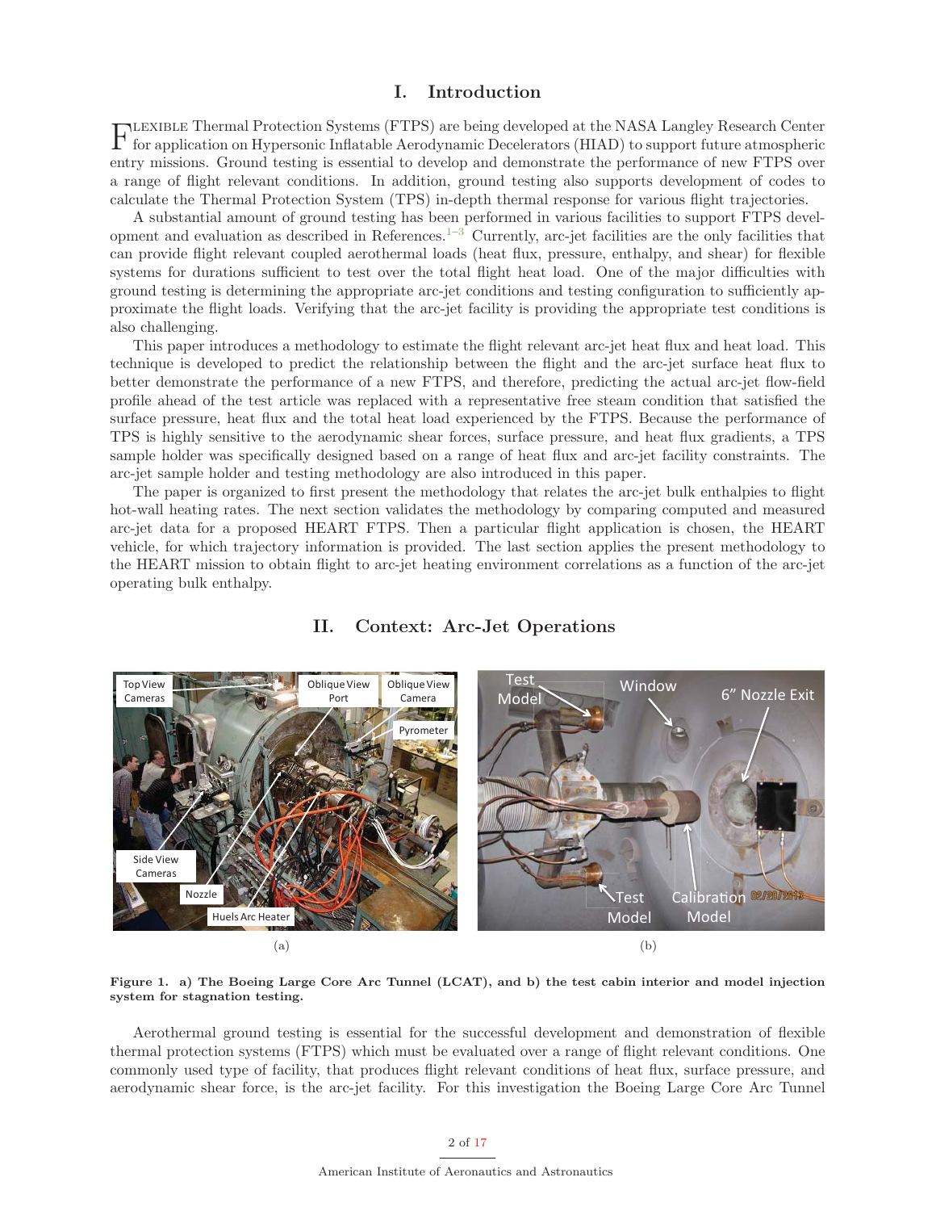# I. Introduction

Flexible Thermal Protection Systems (FTPS) are being developed at the NASA Langley Research Center for application on Hypersonic Inflatable Aerodynamic Decelerators (HIAD) to support future atmospheric entry missions. Ground testing is essential to develop and demonstrate the performance of new FTPS over a range of flight relevant conditions. In addition, ground testing also supports development of codes to calculate the Thermal Protection System (TPS) in-depth thermal response for various flight trajectories.

A substantial amount of ground testing has been performed in various facilities to support FTPS development and evaluation as described in References.[1–3] Currently, arc-jet facilities are the only facilities that can provide flight relevant coupled aerothermal loads (heat flux, pressure, enthalpy, and shear) for flexible systems for durations sufficient to test over the total flight heat load. One of the major difficulties with ground testing is determining the appropriate arc-jet conditions and testing configuration to sufficiently approximate the flight loads. Verifying that the arc-jet facility is providing the appropriate test conditions is also challenging.

This paper introduces a methodology to estimate the flight relevant arc-jet heat flux and heat load. This technique is developed to predict the relationship between the flight and the arc-jet surface heat flux to better demonstrate the performance of a new FTPS, and therefore, predicting the actual arc-jet flow-field profile ahead of the test article was replaced with a representative free steam condition that satisfied the surface pressure, heat flux and the total heat load experienced by the FTPS. Because the performance of TPS is highly sensitive to the aerodynamic shear forces, surface pressure, and heat flux gradients, a TPS sample holder was specifically designed based on a range of heat flux and arc-jet facility constraints. The arc-jet sample holder and testing methodology are also introduced in this paper.

The paper is organized to first present the methodology that relates the arc-jet bulk enthalpies to flight hot-wall heating rates. The next section validates the methodology by comparing computed and measured arc-jet data for a proposed HEART FTPS. Then a particular flight application is chosen, the HEART vehicle, for which trajectory information is provided. The last section applies the present methodology to the HEART mission to obtain flight to arc-jet heating environment correlations as a function of the arc-jet operating bulk enthalpy.

# II. Context: Arc-Jet Operations

(a)

(b)

**Figure 1. a) The Boeing Large Core Arc Tunnel (LCAT), and b) the test cabin interior and model injection system for stagnation testing.**

Aerothermal ground testing is essential for the successful development and demonstration of flexible thermal protection systems (FTPS) which must be evaluated over a range of flight relevant conditions. One commonly used type of facility, that produces flight relevant conditions of heat flux, surface pressure, and aerodynamic shear force, is the arc-jet facility. For this investigation the Boeing Large Core Arc Tunnel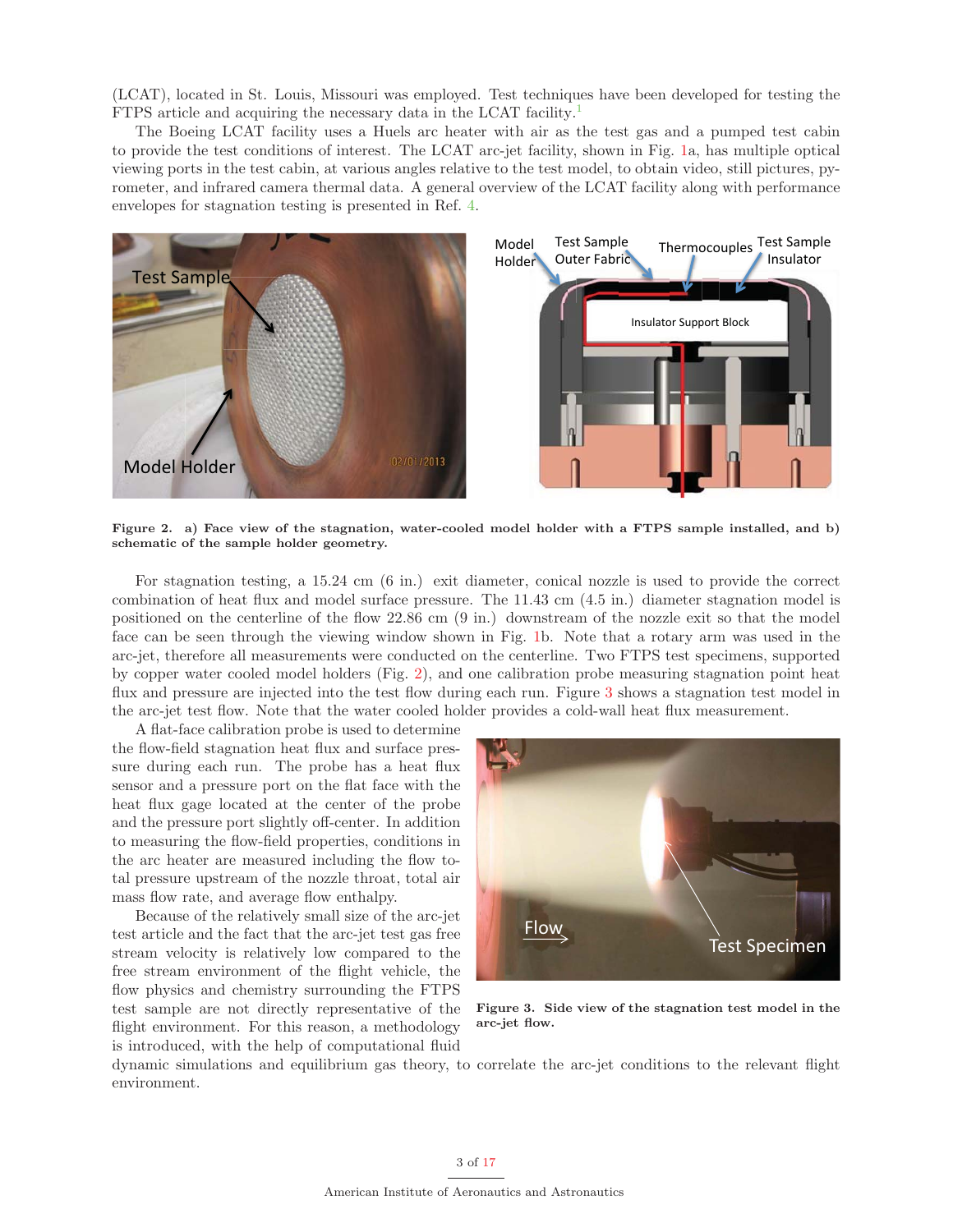(LCAT), located in St. Louis, Missouri was employed. Test techniques have been developed for testing the FTPS article and acquiring the necessary data in the LCAT facility.[1]

The Boeing LCAT facility uses a Huels arc heater with air as the test gas and a pumped test cabin to provide the test conditions of interest. The LCAT arc-jet facility, shown in Fig. 1a, has multiple optical viewing ports in the test cabin, at various angles relative to the test model, to obtain video, still pictures, pyrometer, and infrared camera thermal data. A general overview of the LCAT facility along with performance envelopes for stagnation testing is presented in Ref. 4.

**Figure 2. a) Face view of the stagnation, water-cooled model holder with a FTPS sample installed, and b) schematic of the sample holder geometry.**

For stagnation testing, a 15.24 cm (6 in.) exit diameter, conical nozzle is used to provide the correct combination of heat flux and model surface pressure. The 11.43 cm (4.5 in.) diameter stagnation model is positioned on the centerline of the flow 22.86 cm (9 in.) downstream of the nozzle exit so that the model face can be seen through the viewing window shown in Fig. 1b. Note that a rotary arm was used in the arc-jet, therefore all measurements were conducted on the centerline. Two FTPS test specimens, supported by copper water cooled model holders (Fig. 2), and one calibration probe measuring stagnation point heat flux and pressure are injected into the test flow during each run. Figure 3 shows a stagnation test model in the arc-jet test flow. Note that the water cooled holder provides a cold-wall heat flux measurement.

A flat-face calibration probe is used to determine the flow-field stagnation heat flux and surface pressure during each run. The probe has a heat flux sensor and a pressure port on the flat face with the heat flux gage located at the center of the probe and the pressure port slightly off-center. In addition to measuring the flow-field properties, conditions in the arc heater are measured including the flow total pressure upstream of the nozzle throat, total air mass flow rate, and average flow enthalpy.

**Figure 3. Side view of the stagnation test model in the arc-jet flow.**

Because of the relatively small size of the arc-jet test article and the fact that the arc-jet test gas free stream velocity is relatively low compared to the free stream environment of the flight vehicle, the flow physics and chemistry surrounding the FTPS test sample are not directly representative of the flight environment. For this reason, a methodology is introduced, with the help of computational fluid dynamic simulations and equilibrium gas theory, to correlate the arc-jet conditions to the relevant flight environment.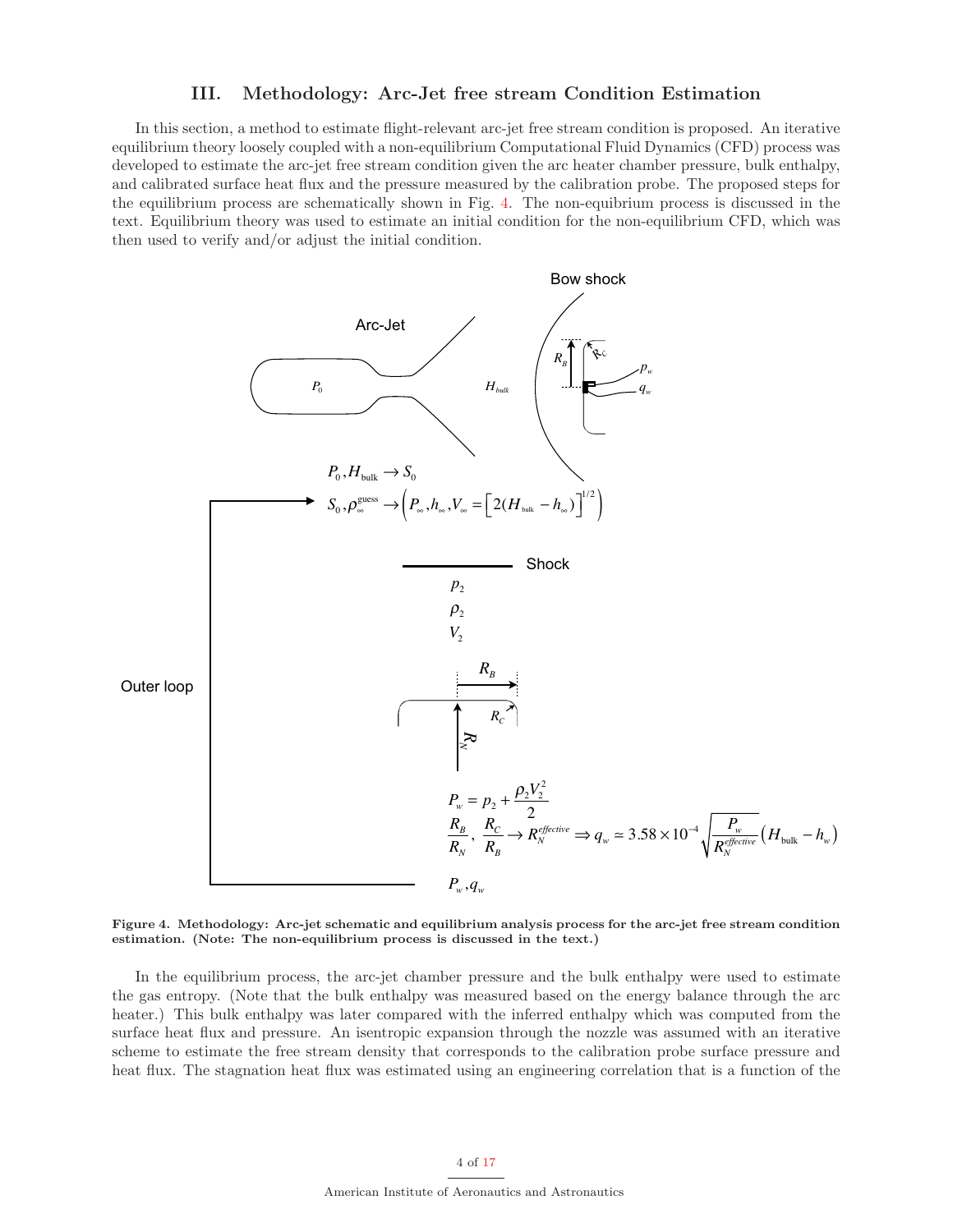## III. Methodology: Arc-Jet free stream Condition Estimation

In this section, a method to estimate flight-relevant arc-jet free stream condition is proposed. An iterative equilibrium theory loosely coupled with a non-equilibrium Computational Fluid Dynamics (CFD) process was developed to estimate the arc-jet free stream condition given the arc heater chamber pressure, bulk enthalpy, and calibrated surface heat flux and the pressure measured by the calibration probe. The proposed steps for the equilibrium process are schematically shown in Fig. 4. The non-equibrium process is discussed in the text. Equilibrium theory was used to estimate an initial condition for the non-equilibrium CFD, which was then used to verify and/or adjust the initial condition.

Bow shock

Arc-Jet

$R_B$ $R_C$ $p_w$ $q_w$

$P_0$ $H_{bulk}$

$$P_0, H_{\text{bulk}} \rightarrow S_0$$

$$S_0, \rho_\infty^{\text{guess}} \rightarrow \left(P_\infty, h_\infty, V_\infty = \left[2(H_{\text{bulk}} - h_\infty)\right]^{1/2}\right)$$

Shock

$p_2$

$\rho_2$

$V_2$

Outer loop

$R_B$ $R_C$ $R_N$

$$P_w = p_2 + \frac{\rho_2 V_2^2}{2}$$

$$\frac{R_B}{R_N},\ \frac{R_C}{R_B} \rightarrow R_N^{effective} \Rightarrow q_w \simeq 3.58 \times 10^{-4} \sqrt{\frac{P_w}{R_N^{effective}}}\left(H_{\text{bulk}} - h_w\right)$$

$P_w, q_w$

**Figure 4. Methodology: Arc-jet schematic and equilibrium analysis process for the arc-jet free stream condition estimation. (Note: The non-equilibrium process is discussed in the text.)**

In the equilibrium process, the arc-jet chamber pressure and the bulk enthalpy were used to estimate the gas entropy. (Note that the bulk enthalpy was measured based on the energy balance through the arc heater.) This bulk enthalpy was later compared with the inferred enthalpy which was computed from the surface heat flux and pressure. An isentropic expansion through the nozzle was assumed with an iterative scheme to estimate the free stream density that corresponds to the calibration probe surface pressure and heat flux. The stagnation heat flux was estimated using an engineering correlation that is a function of the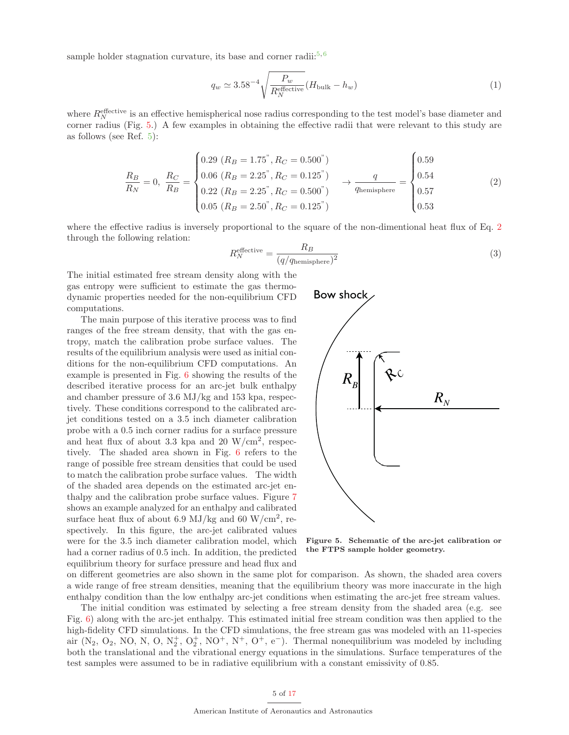sample holder stagnation curvature, its base and corner radii:[5,6]

$$q_w \simeq 3.58^{-4} \sqrt{\frac{P_w}{R_N^{\text{effective}}}} (H_{\text{bulk}} - h_w) \tag{1}$$

where $R_N^{\text{effective}}$ is an effective hemispherical nose radius corresponding to the test model's base diameter and corner radius (Fig. 5.) A few examples in obtaining the effective radii that were relevant to this study are as follows (see Ref. 5):

$$\frac{R_B}{R_N} = 0,\ \frac{R_C}{R_B} = \begin{cases} 0.29\ (R_B = 1.75^{"}, R_C = 0.500^{"}) \\ 0.06\ (R_B = 2.25^{"}, R_C = 0.125^{"}) \\ 0.22\ (R_B = 2.25^{"}, R_C = 0.500^{"}) \\ 0.05\ (R_B = 2.50^{"}, R_C = 0.125^{"}) \end{cases} \rightarrow \frac{q}{q_{\text{hemisphere}}} = \begin{cases} 0.59 \\ 0.54 \\ 0.57 \\ 0.53 \end{cases} \tag{2}$$

where the effective radius is inversely proportional to the square of the non-dimentional heat flux of Eq. 2 through the following relation:

$$R_N^{\text{effective}} = \frac{R_B}{(q/q_{\text{hemisphere}})^2} \tag{3}$$

The initial estimated free stream density along with the gas entropy were sufficient to estimate the gas thermodynamic properties needed for the non-equilibrium CFD computations.

The main purpose of this iterative process was to find ranges of the free stream density, that with the gas entropy, match the calibration probe surface values. The results of the equilibrium analysis were used as initial conditions for the non-equilibrium CFD computations. An example is presented in Fig. 6 showing the results of the described iterative process for an arc-jet bulk enthalpy and chamber pressure of 3.6 MJ/kg and 153 kpa, respectively. These conditions correspond to the calibrated arc-jet conditions tested on a 3.5 inch diameter calibration probe with a 0.5 inch corner radius for a surface pressure and heat flux of about 3.3 kpa and 20 W/cm$^2$, respectively. The shaded area shown in Fig. 6 refers to the range of possible free stream densities that could be used to match the calibration probe surface values. The width of the shaded area depends on the estimated arc-jet enthalpy and the calibration probe surface values. Figure 7 shows an example analyzed for an enthalpy and calibrated surface heat flux of about 6.9 MJ/kg and 60 W/cm$^2$, respectively. In this figure, the arc-jet calibrated values were for the 3.5 inch diameter calibration model, which had a corner radius of 0.5 inch. In addition, the predicted equilibrium theory for surface pressure and head flux and on different geometries are also shown in the same plot for comparison. As shown, the shaded area covers a wide range of free stream densities, meaning that the equilibrium theory was more inaccurate in the high enthalpy condition than the low enthalpy arc-jet conditions when estimating the arc-jet free stream values.

Bow shock

$R_B$ $R_C$ $R_N$

**Figure 5. Schematic of the arc-jet calibration or the FTPS sample holder geometry.**

The initial condition was estimated by selecting a free stream density from the shaded area (e.g. see Fig. 6) along with the arc-jet enthalpy. This estimated initial free stream condition was then applied to the high-fidelity CFD simulations. In the CFD simulations, the free stream gas was modeled with an 11-species air ($N_2$, $O_2$, NO, N, O, $N_2^+$, $O_2^+$, $NO^+$, $N^+$, $O^+$, $e^-$). Thermal nonequilibrium was modeled by including both the translational and the vibrational energy equations in the simulations. Surface temperatures of the test samples were assumed to be in radiative equilibrium with a constant emissivity of 0.85.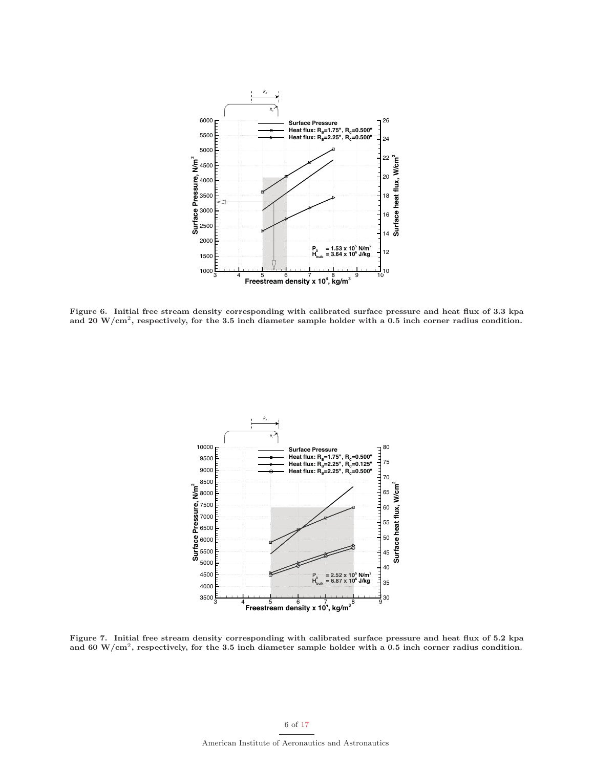Figure 6. Initial free stream density corresponding with calibrated surface pressure and heat flux of 3.3 kpa and 20 W/cm$^2$, respectively, for the 3.5 inch diameter sample holder with a 0.5 inch corner radius condition.

Figure 7. Initial free stream density corresponding with calibrated surface pressure and heat flux of 5.2 kpa and 60 W/cm$^2$, respectively, for the 3.5 inch diameter sample holder with a 0.5 inch corner radius condition.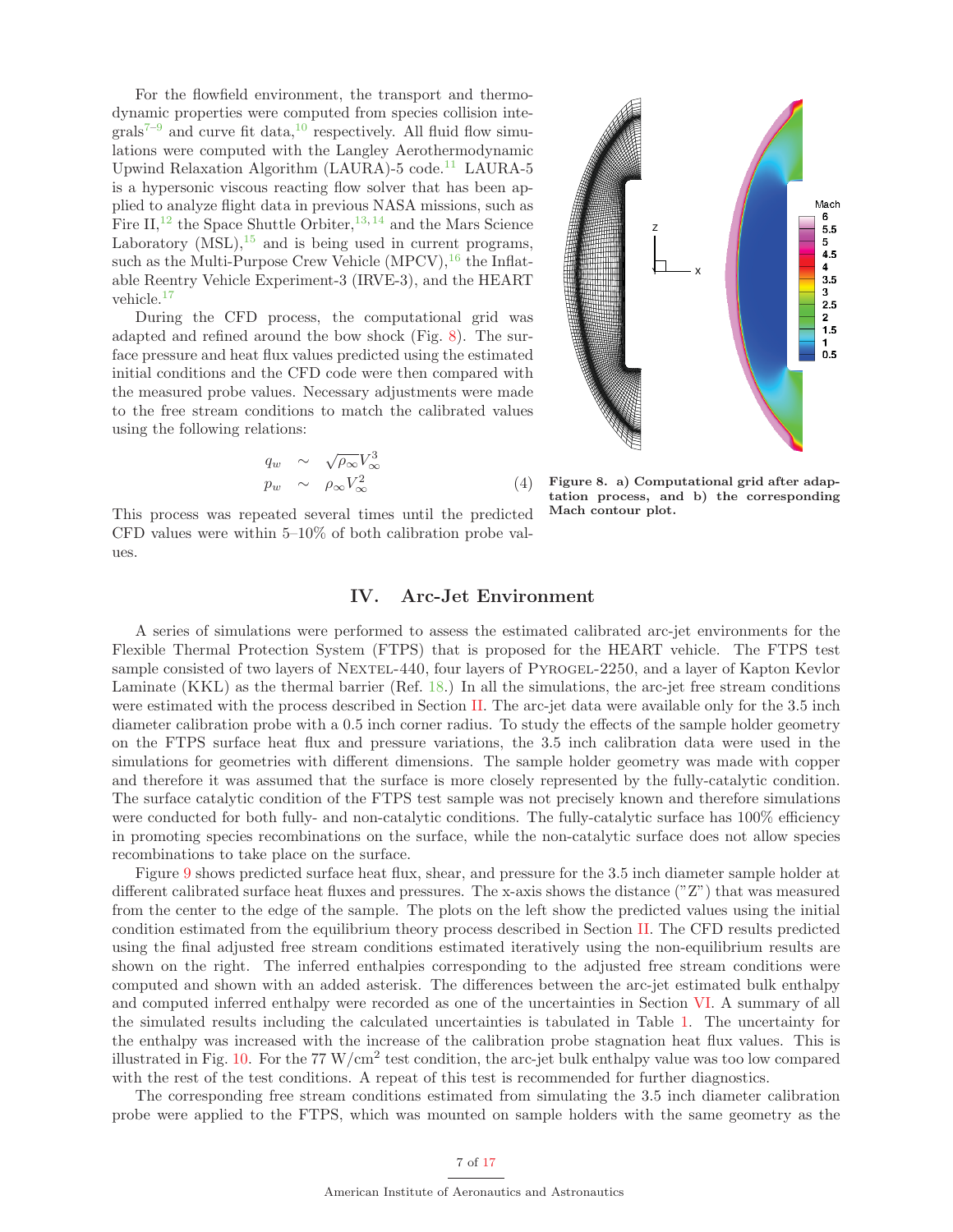For the flowfield environment, the transport and thermodynamic properties were computed from species collision integrals[7–9] and curve fit data,[10] respectively. All fluid flow simulations were computed with the Langley Aerothermodynamic Upwind Relaxation Algorithm (LAURA)-5 code.[11] LAURA-5 is a hypersonic viscous reacting flow solver that has been applied to analyze flight data in previous NASA missions, such as Fire II,[12] the Space Shuttle Orbiter,[13,14] and the Mars Science Laboratory (MSL),[15] and is being used in current programs, such as the Multi-Purpose Crew Vehicle (MPCV),[16] the Inflatable Reentry Vehicle Experiment-3 (IRVE-3), and the HEART vehicle.[17]

During the CFD process, the computational grid was adapted and refined around the bow shock (Fig. 8). The surface pressure and heat flux values predicted using the estimated initial conditions and the CFD code were then compared with the measured probe values. Necessary adjustments were made to the free stream conditions to match the calibrated values using the following relations:

$$
\begin{aligned}
q_w &\sim \sqrt{\rho_\infty} V_\infty^3 \\
p_w &\sim \rho_\infty V_\infty^2
\end{aligned}
\tag{4}
$$

This process was repeated several times until the predicted CFD values were within 5–10% of both calibration probe values.

**Figure 8. a) Computational grid after adaptation process, and b) the corresponding Mach contour plot.**

## IV. Arc-Jet Environment

A series of simulations were performed to assess the estimated calibrated arc-jet environments for the Flexible Thermal Protection System (FTPS) that is proposed for the HEART vehicle. The FTPS test sample consisted of two layers of Nextel-440, four layers of Pyrogel-2250, and a layer of Kapton Kevlor Laminate (KKL) as the thermal barrier (Ref. 18.) In all the simulations, the arc-jet free stream conditions were estimated with the process described in Section II. The arc-jet data were available only for the 3.5 inch diameter calibration probe with a 0.5 inch corner radius. To study the effects of the sample holder geometry on the FTPS surface heat flux and pressure variations, the 3.5 inch calibration data were used in the simulations for geometries with different dimensions. The sample holder geometry was made with copper and therefore it was assumed that the surface is more closely represented by the fully-catalytic condition. The surface catalytic condition of the FTPS test sample was not precisely known and therefore simulations were conducted for both fully- and non-catalytic conditions. The fully-catalytic surface has 100% efficiency in promoting species recombinations on the surface, while the non-catalytic surface does not allow species recombinations to take place on the surface.

Figure 9 shows predicted surface heat flux, shear, and pressure for the 3.5 inch diameter sample holder at different calibrated surface heat fluxes and pressures. The x-axis shows the distance ("Z") that was measured from the center to the edge of the sample. The plots on the left show the predicted values using the initial condition estimated from the equilibrium theory process described in Section II. The CFD results predicted using the final adjusted free stream conditions estimated iteratively using the non-equilibrium results are shown on the right. The inferred enthalpies corresponding to the adjusted free stream conditions were computed and shown with an added asterisk. The differences between the arc-jet estimated bulk enthalpy and computed inferred enthalpy were recorded as one of the uncertainties in Section VI. A summary of all the simulated results including the calculated uncertainties is tabulated in Table 1. The uncertainty for the enthalpy was increased with the increase of the calibration probe stagnation heat flux values. This is illustrated in Fig. 10. For the 77 W/cm$^2$ test condition, the arc-jet bulk enthalpy value was too low compared with the rest of the test conditions. A repeat of this test is recommended for further diagnostics.

The corresponding free stream conditions estimated from simulating the 3.5 inch diameter calibration probe were applied to the FTPS, which was mounted on sample holders with the same geometry as the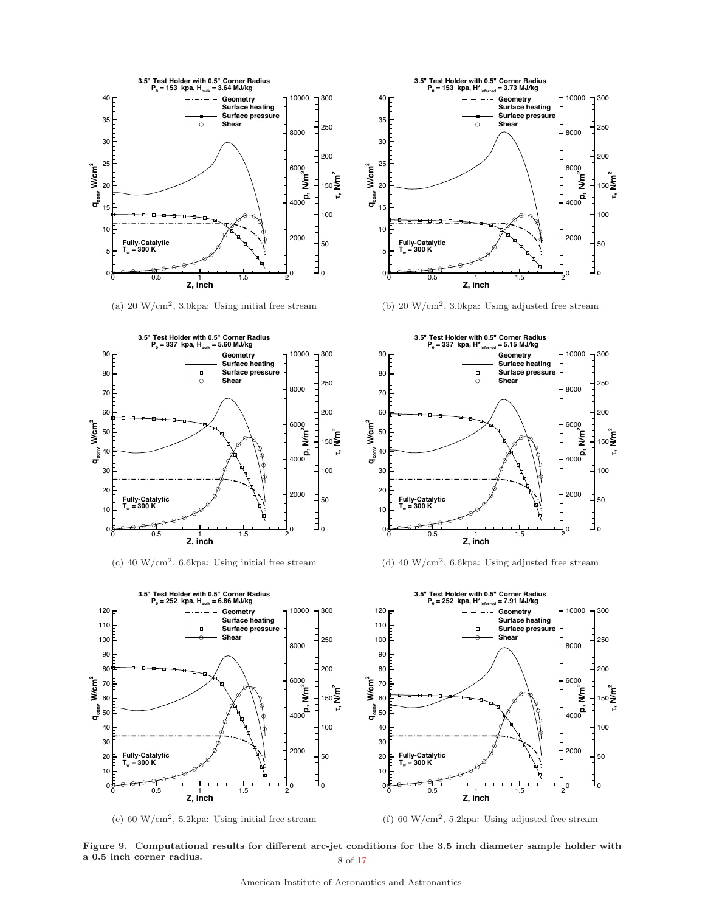(a) 20 W/cm$^2$, 3.0kpa: Using initial free stream

(b) 20 W/cm$^2$, 3.0kpa: Using adjusted free stream

(c) 40 W/cm$^2$, 6.6kpa: Using initial free stream

(d) 40 W/cm$^2$, 6.6kpa: Using adjusted free stream

(e) 60 W/cm$^2$, 5.2kpa: Using initial free stream

(f) 60 W/cm$^2$, 5.2kpa: Using adjusted free stream

**Figure 9. Computational results for different arc-jet conditions for the 3.5 inch diameter sample holder with a 0.5 inch corner radius.**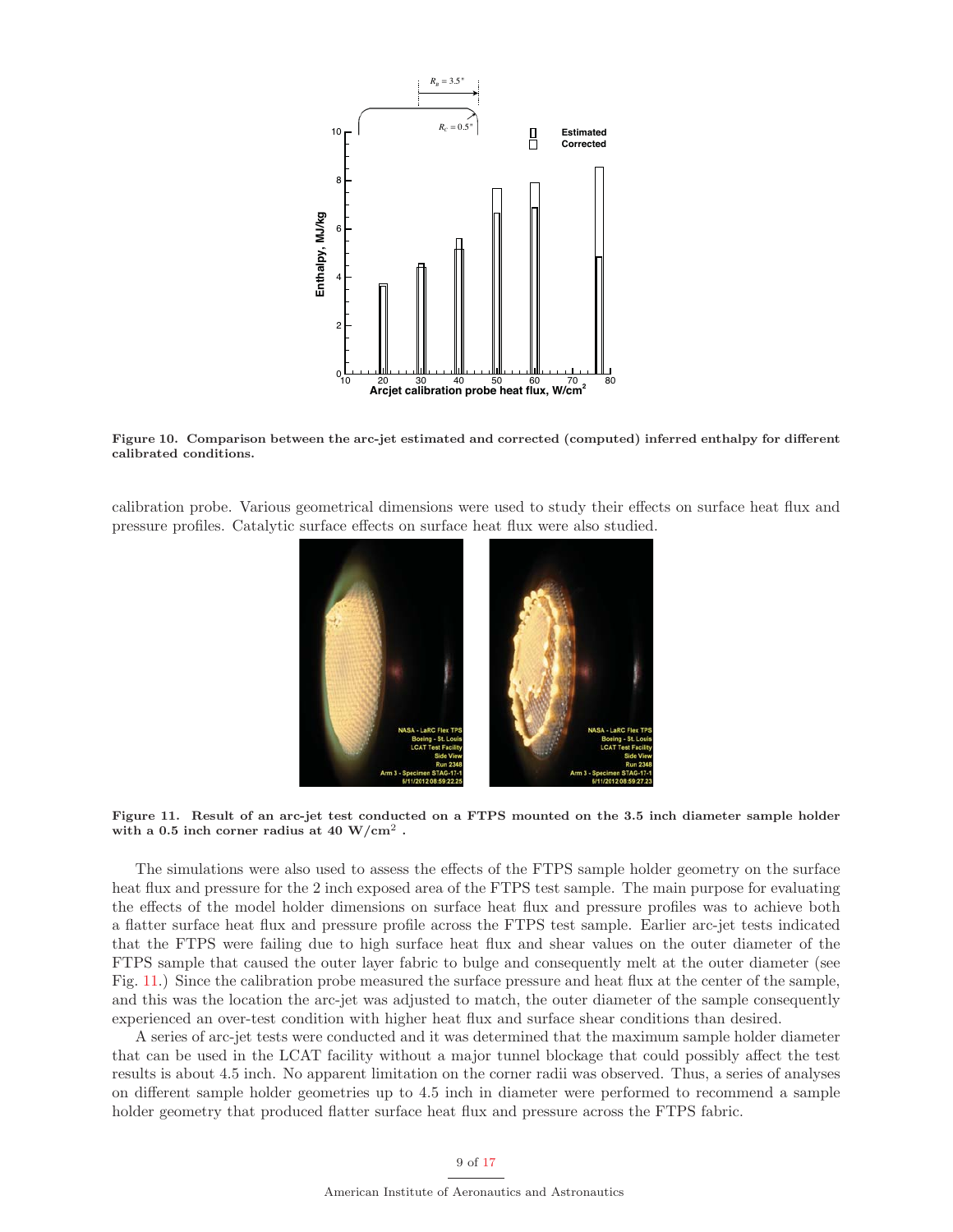Figure 10. Comparison between the arc-jet estimated and corrected (computed) inferred enthalpy for different calibrated conditions.

calibration probe. Various geometrical dimensions were used to study their effects on surface heat flux and pressure profiles. Catalytic surface effects on surface heat flux were also studied.

Figure 11. Result of an arc-jet test conducted on a FTPS mounted on the 3.5 inch diameter sample holder with a 0.5 inch corner radius at 40 W/cm$^2$ .

The simulations were also used to assess the effects of the FTPS sample holder geometry on the surface heat flux and pressure for the 2 inch exposed area of the FTPS test sample. The main purpose for evaluating the effects of the model holder dimensions on surface heat flux and pressure profiles was to achieve both a flatter surface heat flux and pressure profile across the FTPS test sample. Earlier arc-jet tests indicated that the FTPS were failing due to high surface heat flux and shear values on the outer diameter of the FTPS sample that caused the outer layer fabric to bulge and consequently melt at the outer diameter (see Fig. 11.) Since the calibration probe measured the surface pressure and heat flux at the center of the sample, and this was the location the arc-jet was adjusted to match, the outer diameter of the sample consequently experienced an over-test condition with higher heat flux and surface shear conditions than desired.

A series of arc-jet tests were conducted and it was determined that the maximum sample holder diameter that can be used in the LCAT facility without a major tunnel blockage that could possibly affect the test results is about 4.5 inch. No apparent limitation on the corner radii was observed. Thus, a series of analyses on different sample holder geometries up to 4.5 inch in diameter were performed to recommend a sample holder geometry that produced flatter surface heat flux and pressure across the FTPS fabric.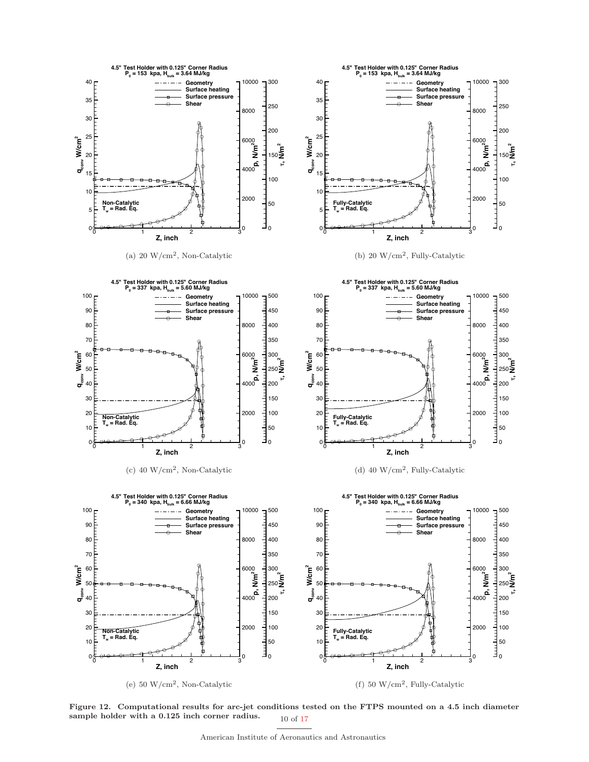(a) 20 W/cm², Non-Catalytic

(b) 20 W/cm², Fully-Catalytic

(c) 40 W/cm², Non-Catalytic

(d) 40 W/cm², Fully-Catalytic

(e) 50 W/cm², Non-Catalytic

(f) 50 W/cm², Fully-Catalytic

**Figure 12. Computational results for arc-jet conditions tested on the FTPS mounted on a 4.5 inch diameter sample holder with a 0.125 inch corner radius.**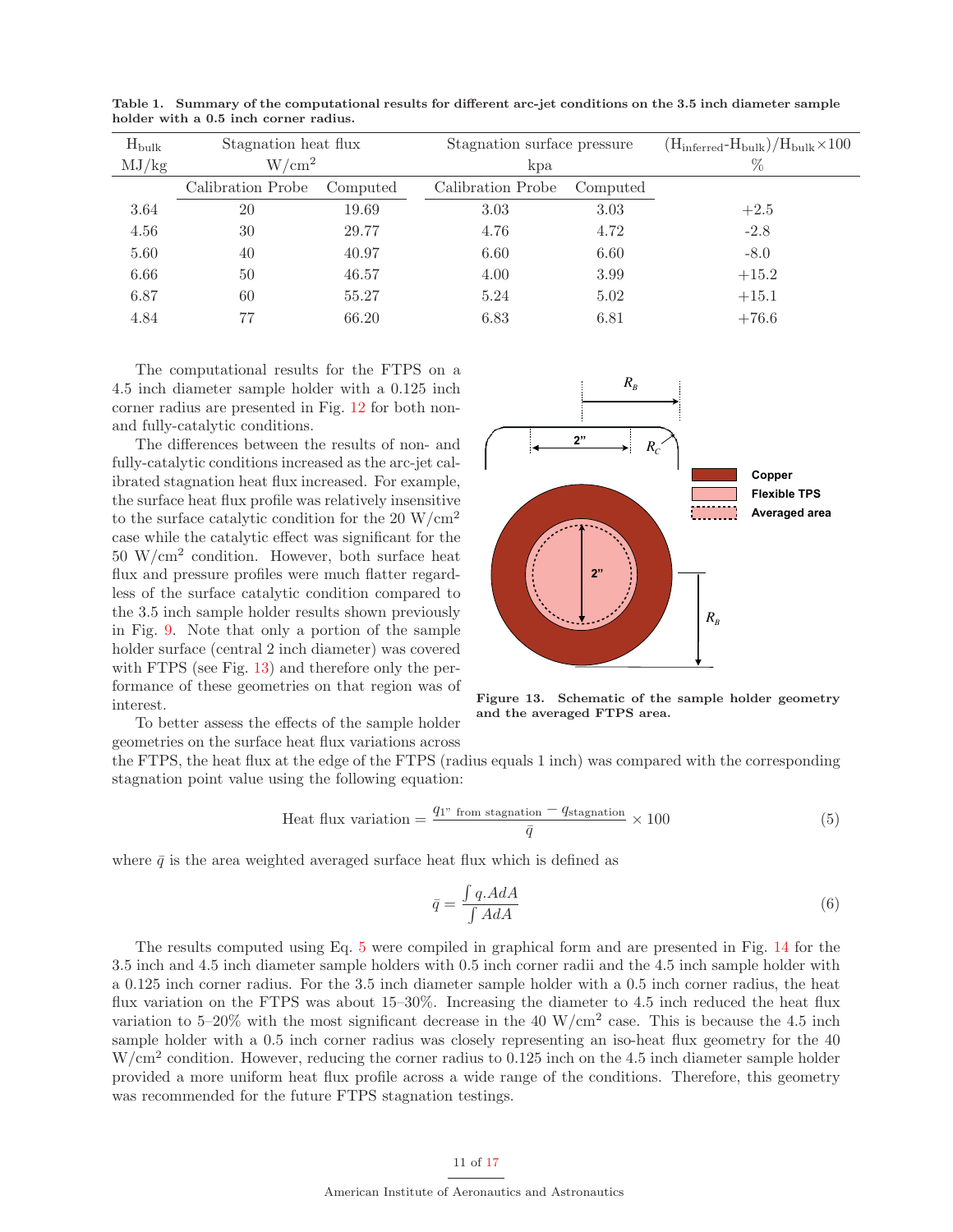**Table 1. Summary of the computational results for different arc-jet conditions on the 3.5 inch diameter sample holder with a 0.5 inch corner radius.**

| $H_{bulk}$ MJ/kg | Stagnation heat flux W/cm$^2$ | | Stagnation surface pressure kpa | | $(H_{inferred}-H_{bulk})/H_{bulk}\times100$ % |
|---|---|---|---|---|---|
| | Calibration Probe | Computed | Calibration Probe | Computed | |
| 3.64 | 20 | 19.69 | 3.03 | 3.03 | +2.5 |
| 4.56 | 30 | 29.77 | 4.76 | 4.72 | -2.8 |
| 5.60 | 40 | 40.97 | 6.60 | 6.60 | -8.0 |
| 6.66 | 50 | 46.57 | 4.00 | 3.99 | +15.2 |
| 6.87 | 60 | 55.27 | 5.24 | 5.02 | +15.1 |
| 4.84 | 77 | 66.20 | 6.83 | 6.81 | +76.6 |

The computational results for the FTPS on a 4.5 inch diameter sample holder with a 0.125 inch corner radius are presented in Fig. 12 for both non- and fully-catalytic conditions.

The differences between the results of non- and fully-catalytic conditions increased as the arc-jet calibrated stagnation heat flux increased. For example, the surface heat flux profile was relatively insensitive to the surface catalytic condition for the 20 W/cm$^2$ case while the catalytic effect was significant for the 50 W/cm$^2$ condition. However, both surface heat flux and pressure profiles were much flatter regardless of the surface catalytic condition compared to the 3.5 inch sample holder results shown previously in Fig. 9. Note that only a portion of the sample holder surface (central 2 inch diameter) was covered with FTPS (see Fig. 13) and therefore only the performance of these geometries on that region was of interest.

**Figure 13. Schematic of the sample holder geometry and the averaged FTPS area.**

To better assess the effects of the sample holder geometries on the surface heat flux variations across the FTPS, the heat flux at the edge of the FTPS (radius equals 1 inch) was compared with the corresponding stagnation point value using the following equation:

$$\text{Heat flux variation} = \frac{q_{1\text{" from stagnation}} - q_{\text{stagnation}}}{\bar{q}} \times 100 \tag{5}$$

where $\bar{q}$ is the area weighted averaged surface heat flux which is defined as

$$\bar{q} = \frac{\int q.AdA}{\int AdA} \tag{6}$$

The results computed using Eq. 5 were compiled in graphical form and are presented in Fig. 14 for the 3.5 inch and 4.5 inch diameter sample holders with 0.5 inch corner radii and the 4.5 inch sample holder with a 0.125 inch corner radius. For the 3.5 inch diameter sample holder with a 0.5 inch corner radius, the heat flux variation on the FTPS was about 15–30%. Increasing the diameter to 4.5 inch reduced the heat flux variation to 5–20% with the most significant decrease in the 40 W/cm$^2$ case. This is because the 4.5 inch sample holder with a 0.5 inch corner radius was closely representing an iso-heat flux geometry for the 40 W/cm$^2$ condition. However, reducing the corner radius to 0.125 inch on the 4.5 inch diameter sample holder provided a more uniform heat flux profile across a wide range of the conditions. Therefore, this geometry was recommended for the future FTPS stagnation testings.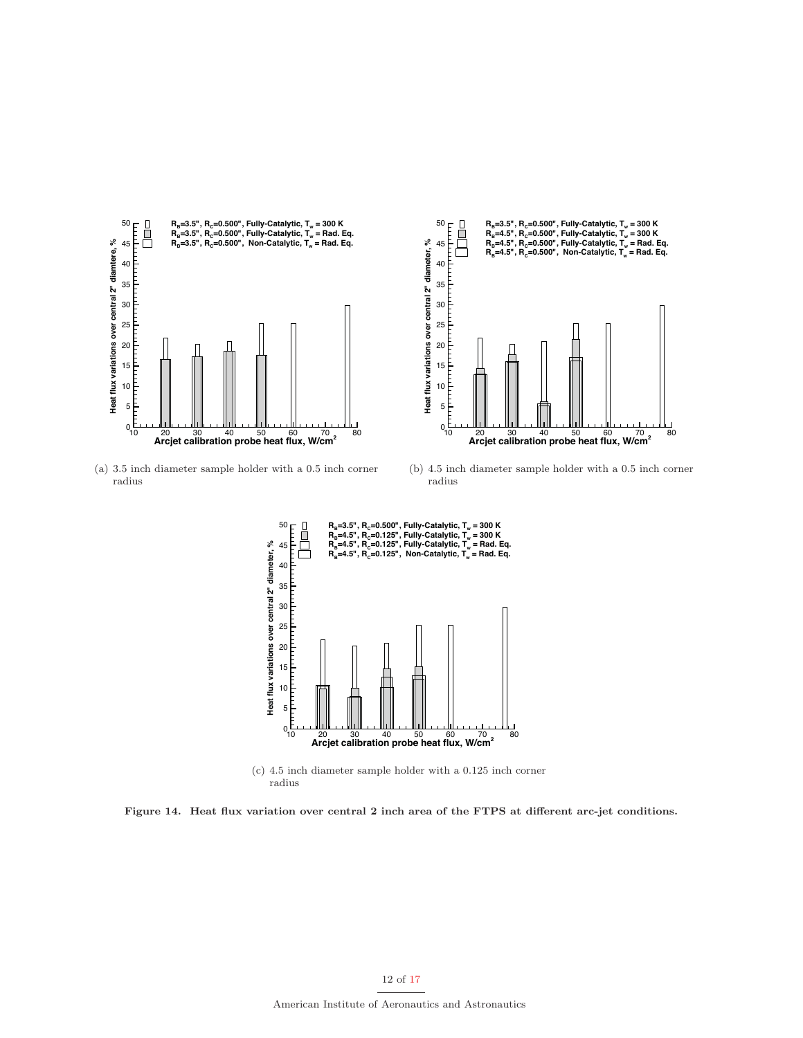(a) 3.5 inch diameter sample holder with a 0.5 inch corner radius

(b) 4.5 inch diameter sample holder with a 0.5 inch corner radius

(c) 4.5 inch diameter sample holder with a 0.125 inch corner radius

**Figure 14. Heat flux variation over central 2 inch area of the FTPS at different arc-jet conditions.**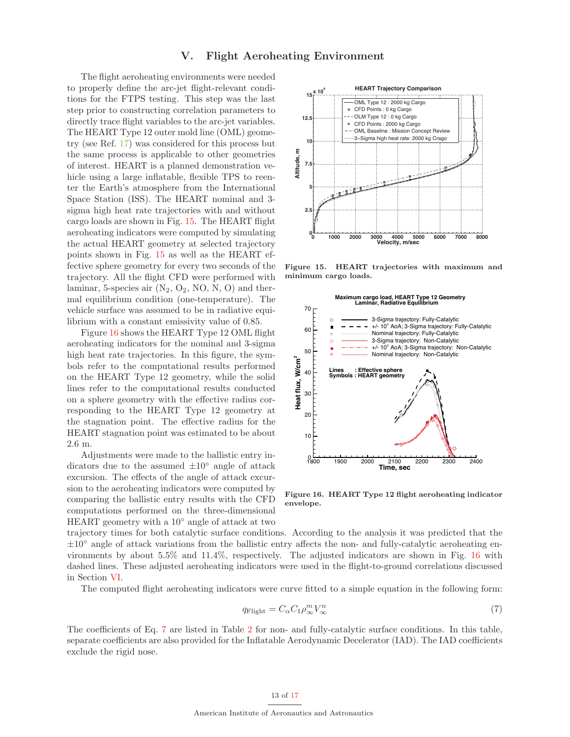# V. Flight Aeroheating Environment

The flight aeroheating environments were needed to properly define the arc-jet flight-relevant conditions for the FTPS testing. This step was the last step prior to constructing correlation parameters to directly trace flight variables to the arc-jet variables. The HEART Type 12 outer mold line (OML) geometry (see Ref. 17) was considered for this process but the same process is applicable to other geometries of interest. HEART is a planned demonstration vehicle using a large inflatable, flexible TPS to reenter the Earth's atmosphere from the International Space Station (ISS). The HEART nominal and 3-sigma high heat rate trajectories with and without cargo loads are shown in Fig. 15. The HEART flight aeroheating indicators were computed by simulating the actual HEART geometry at selected trajectory points shown in Fig. 15 as well as the HEART effective sphere geometry for every two seconds of the trajectory. All the flight CFD were performed with laminar, 5-species air ($N_2$, $O_2$, NO, N, O) and thermal equilibrium condition (one-temperature). The vehicle surface was assumed to be in radiative equilibrium with a constant emissivity value of 0.85.

Figure 15. HEART trajectories with maximum and minimum cargo loads.

Figure 16 shows the HEART Type 12 OML flight aeroheating indicators for the nominal and 3-sigma high heat rate trajectories. In this figure, the symbols refer to the computational results performed on the HEART Type 12 geometry, while the solid lines refer to the computational results conducted on a sphere geometry with the effective radius corresponding to the HEART Type 12 geometry at the stagnation point. The effective radius for the HEART stagnation point was estimated to be about 2.6 m.

Adjustments were made to the ballistic entry indicators due to the assumed $\pm 10^{\circ}$ angle of attack excursion. The effects of the angle of attack excursion to the aeroheating indicators were computed by comparing the ballistic entry results with the CFD computations performed on the three-dimensional HEART geometry with a $10^{\circ}$ angle of attack at two trajectory times for both catalytic surface conditions. According to the analysis it was predicted that the $\pm 10^{\circ}$ angle of attack variations from the ballistic entry affects the non- and fully-catalytic aeroheating environments by about 5.5% and 11.4%, respectively. The adjusted indicators are shown in Fig. 16 with dashed lines. These adjusted aeroheating indicators were used in the flight-to-ground correlations discussed in Section VI.

Figure 16. HEART Type 12 flight aeroheating indicator envelope.

The computed flight aeroheating indicators were curve fitted to a simple equation in the following form:

$$q_{\mathrm{Flight}} = C_{\alpha} C_1 \rho_{\infty}^{m} V_{\infty}^{n} \tag{7}$$

The coefficients of Eq. 7 are listed in Table 2 for non- and fully-catalytic surface conditions. In this table, separate coefficients are also provided for the Inflatable Aerodynamic Decelerator (IAD). The IAD coefficients exclude the rigid nose.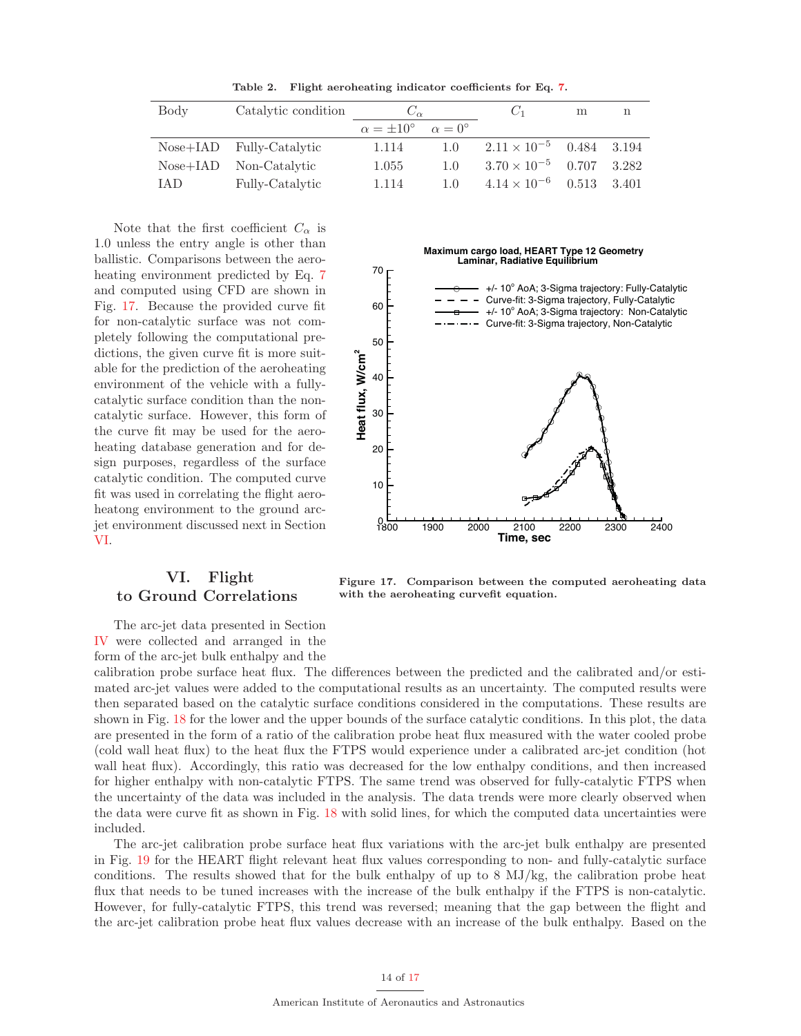**Table 2. Flight aeroheating indicator coefficients for Eq. 7.**

| Body | Catalytic condition | $C_\alpha$ | | $C_1$ | m | n |
|---|---|---|---|---|---|---|
| | | $\alpha = \pm 10°$ | $\alpha = 0°$ | | | |
| Nose+IAD | Fully-Catalytic | 1.114 | 1.0 | $2.11 \times 10^{-5}$ | 0.484 | 3.194 |
| Nose+IAD | Non-Catalytic | 1.055 | 1.0 | $3.70 \times 10^{-5}$ | 0.707 | 3.282 |
| IAD | Fully-Catalytic | 1.114 | 1.0 | $4.14 \times 10^{-6}$ | 0.513 | 3.401 |

Note that the first coefficient $C_\alpha$ is 1.0 unless the entry angle is other than ballistic. Comparisons between the aeroheating environment predicted by Eq. 7 and computed using CFD are shown in Fig. 17. Because the provided curve fit for non-catalytic surface was not completely following the computational predictions, the given curve fit is more suitable for the prediction of the aeroheating environment of the vehicle with a fully-catalytic surface condition than the non-catalytic surface. However, this form of the curve fit may be used for the aeroheating database generation and for design purposes, regardless of the surface catalytic condition. The computed curve fit was used in correlating the flight aeroheatong environment to the ground arc-jet environment discussed next in Section VI.

**Figure 17. Comparison between the computed aeroheating data with the aeroheating curvefit equation.**

## VI. Flight to Ground Correlations

The arc-jet data presented in Section IV were collected and arranged in the form of the arc-jet bulk enthalpy and the calibration probe surface heat flux. The differences between the predicted and the calibrated and/or estimated arc-jet values were added to the computational results as an uncertainty. The computed results were then separated based on the catalytic surface conditions considered in the computations. These results are shown in Fig. 18 for the lower and the upper bounds of the surface catalytic conditions. In this plot, the data are presented in the form of a ratio of the calibration probe heat flux measured with the water cooled probe (cold wall heat flux) to the heat flux the FTPS would experience under a calibrated arc-jet condition (hot wall heat flux). Accordingly, this ratio was decreased for the low enthalpy conditions, and then increased for higher enthalpy with non-catalytic FTPS. The same trend was observed for fully-catalytic FTPS when the uncertainty of the data was included in the analysis. The data trends were more clearly observed when the data were curve fit as shown in Fig. 18 with solid lines, for which the computed data uncertainties were included.

The arc-jet calibration probe surface heat flux variations with the arc-jet bulk enthalpy are presented in Fig. 19 for the HEART flight relevant heat flux values corresponding to non- and fully-catalytic surface conditions. The results showed that for the bulk enthalpy of up to 8 MJ/kg, the calibration probe heat flux that needs to be tuned increases with the increase of the bulk enthalpy if the FTPS is non-catalytic. However, for fully-catalytic FTPS, this trend was reversed; meaning that the gap between the flight and the arc-jet calibration probe heat flux values decrease with an increase of the bulk enthalpy. Based on the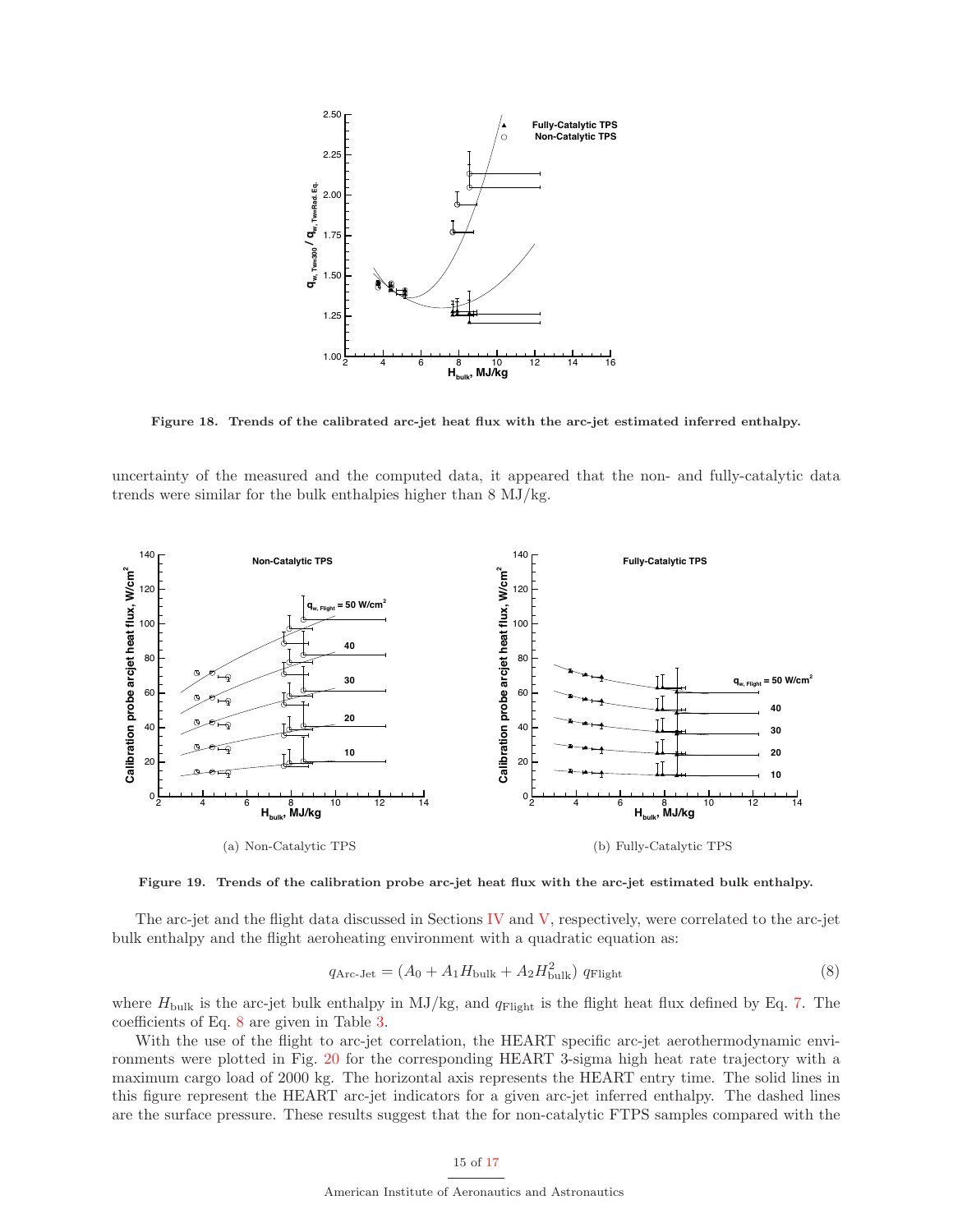Figure 18. Trends of the calibrated arc-jet heat flux with the arc-jet estimated inferred enthalpy.

uncertainty of the measured and the computed data, it appeared that the non- and fully-catalytic data trends were similar for the bulk enthalpies higher than 8 MJ/kg.

(a) Non-Catalytic TPS

(b) Fully-Catalytic TPS

Figure 19. Trends of the calibration probe arc-jet heat flux with the arc-jet estimated bulk enthalpy.

The arc-jet and the flight data discussed in Sections IV and V, respectively, were correlated to the arc-jet bulk enthalpy and the flight aeroheating environment with a quadratic equation as:

$$q_{\text{Arc-Jet}} = (A_0 + A_1 H_{\text{bulk}} + A_2 H_{\text{bulk}}^2)\, q_{\text{Flight}} \tag{8}$$

where $H_{\text{bulk}}$ is the arc-jet bulk enthalpy in MJ/kg, and $q_{\text{Flight}}$ is the flight heat flux defined by Eq. 7. The coefficients of Eq. 8 are given in Table 3.

With the use of the flight to arc-jet correlation, the HEART specific arc-jet aerothermodynamic environments were plotted in Fig. 20 for the corresponding HEART 3-sigma high heat rate trajectory with a maximum cargo load of 2000 kg. The horizontal axis represents the HEART entry time. The solid lines in this figure represent the HEART arc-jet indicators for a given arc-jet inferred enthalpy. The dashed lines are the surface pressure. These results suggest that the for non-catalytic FTPS samples compared with the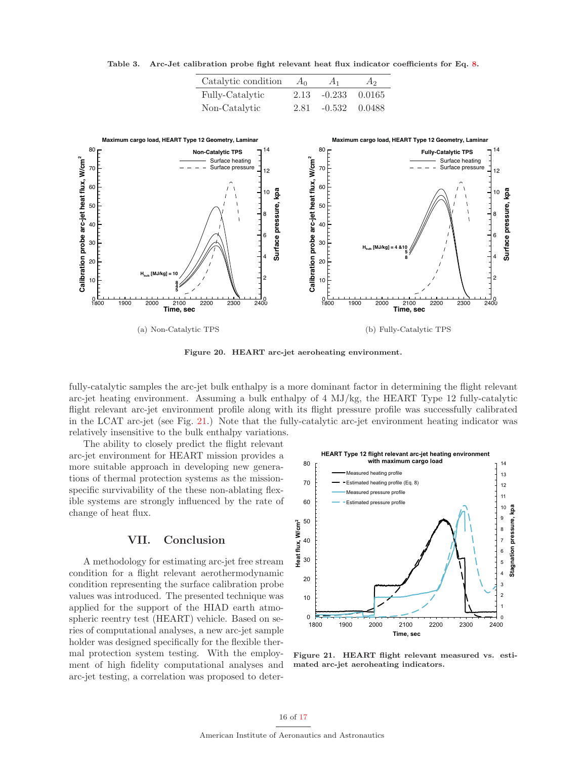Table 3. **Arc-Jet calibration probe fight relevant heat flux indicator coefficients for Eq. 8.**

| Catalytic condition | $A_0$ | $A_1$ | $A_2$ |
|---|---|---|---|
| Fully-Catalytic | 2.13 | -0.233 | 0.0165 |
| Non-Catalytic | 2.81 | -0.532 | 0.0488 |

(a) Non-Catalytic TPS

(b) Fully-Catalytic TPS

**Figure 20. HEART arc-jet aeroheating environment.**

fully-catalytic samples the arc-jet bulk enthalpy is a more dominant factor in determining the flight relevant arc-jet heating environment. Assuming a bulk enthalpy of 4 MJ/kg, the HEART Type 12 fully-catalytic flight relevant arc-jet environment profile along with its flight pressure profile was successfully calibrated in the LCAT arc-jet (see Fig. 21.) Note that the fully-catalytic arc-jet environment heating indicator was relatively insensitive to the bulk enthalpy variations.

The ability to closely predict the flight relevant arc-jet environment for HEART mission provides a more suitable approach in developing new generations of thermal protection systems as the mission-specific survivability of the these non-ablating flexible systems are strongly influenced by the rate of change of heat flux.

**Figure 21. HEART flight relevant measured vs. estimated arc-jet aeroheating indicators.**

## VII. Conclusion

A methodology for estimating arc-jet free stream condition for a flight relevant aerothermodynamic condition representing the surface calibration probe values was introduced. The presented technique was applied for the support of the HIAD earth atmospheric reentry test (HEART) vehicle. Based on series of computational analyses, a new arc-jet sample holder was designed specifically for the flexible thermal protection system testing. With the employment of high fidelity computational analyses and arc-jet testing, a correlation was proposed to deter-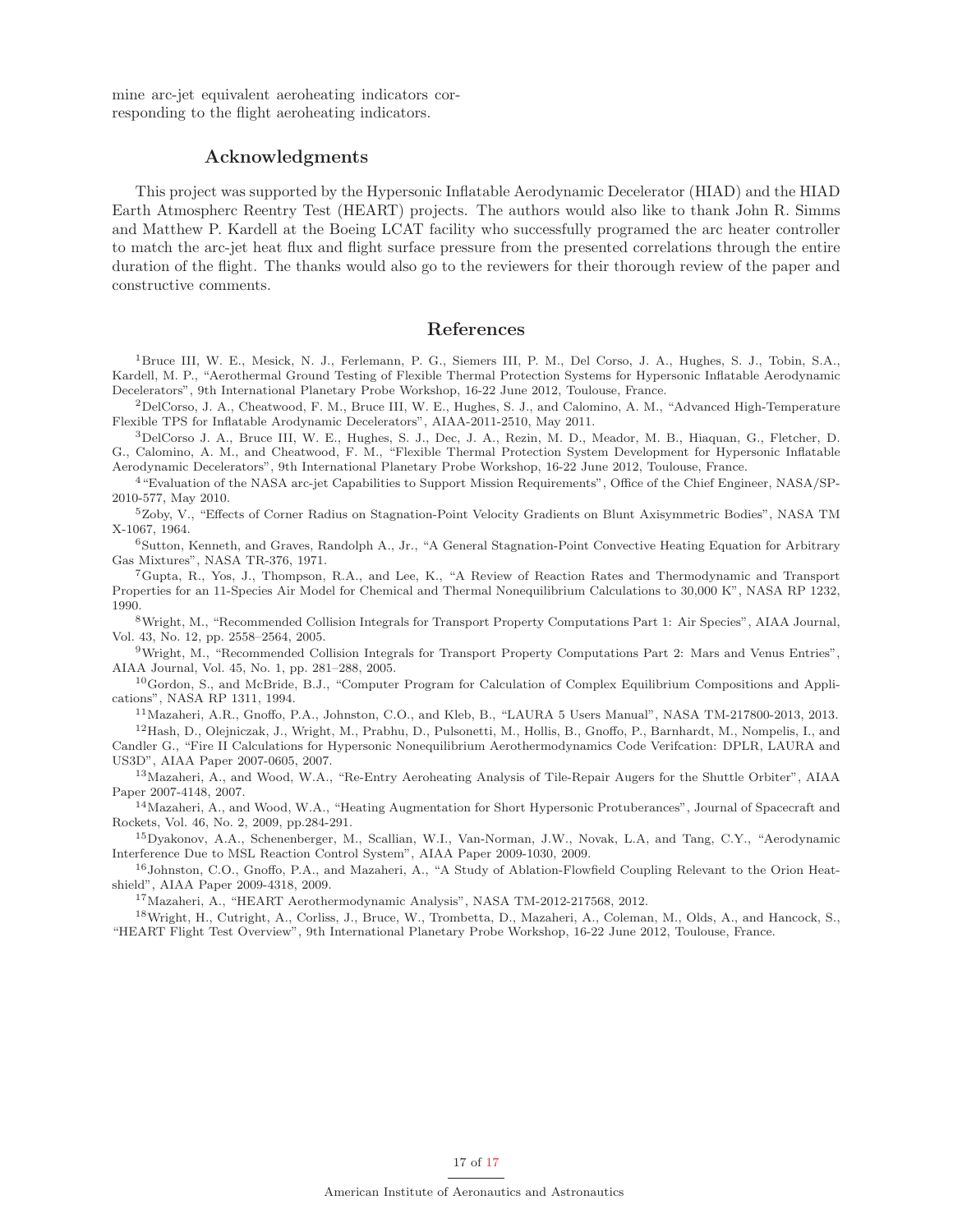mine arc-jet equivalent aeroheating indicators corresponding to the flight aeroheating indicators.

## Acknowledgments

This project was supported by the Hypersonic Inflatable Aerodynamic Decelerator (HIAD) and the HIAD Earth Atmospherc Reentry Test (HEART) projects. The authors would also like to thank John R. Simms and Matthew P. Kardell at the Boeing LCAT facility who successfully programed the arc heater controller to match the arc-jet heat flux and flight surface pressure from the presented correlations through the entire duration of the flight. The thanks would also go to the reviewers for their thorough review of the paper and constructive comments.

## References

[1]Bruce III, W. E., Mesick, N. J., Ferlemann, P. G., Siemers III, P. M., Del Corso, J. A., Hughes, S. J., Tobin, S.A., Kardell, M. P., "Aerothermal Ground Testing of Flexible Thermal Protection Systems for Hypersonic Inflatable Aerodynamic Decelerators", 9th International Planetary Probe Workshop, 16-22 June 2012, Toulouse, France.

[2]DelCorso, J. A., Cheatwood, F. M., Bruce III, W. E., Hughes, S. J., and Calomino, A. M., "Advanced High-Temperature Flexible TPS for Inflatable Arodynamic Decelerators", AIAA-2011-2510, May 2011.

[3]DelCorso J. A., Bruce III, W. E., Hughes, S. J., Dec, J. A., Rezin, M. D., Meador, M. B., Hiaquan, G., Fletcher, D. G., Calomino, A. M., and Cheatwood, F. M., "Flexible Thermal Protection System Development for Hypersonic Inflatable Aerodynamic Decelerators", 9th International Planetary Probe Workshop, 16-22 June 2012, Toulouse, France.

[4]"Evaluation of the NASA arc-jet Capabilities to Support Mission Requirements", Office of the Chief Engineer, NASA/SP-2010-577, May 2010.

[5]Zoby, V., "Effects of Corner Radius on Stagnation-Point Velocity Gradients on Blunt Axisymmetric Bodies", NASA TM X-1067, 1964.

[6]Sutton, Kenneth, and Graves, Randolph A., Jr., "A General Stagnation-Point Convective Heating Equation for Arbitrary Gas Mixtures", NASA TR-376, 1971.

[7]Gupta, R., Yos, J., Thompson, R.A., and Lee, K., "A Review of Reaction Rates and Thermodynamic and Transport Properties for an 11-Species Air Model for Chemical and Thermal Nonequilibrium Calculations to 30,000 K", NASA RP 1232, 1990.

[8]Wright, M., "Recommended Collision Integrals for Transport Property Computations Part 1: Air Species", AIAA Journal, Vol. 43, No. 12, pp. 2558–2564, 2005.

[9]Wright, M., "Recommended Collision Integrals for Transport Property Computations Part 2: Mars and Venus Entries", AIAA Journal, Vol. 45, No. 1, pp. 281–288, 2005.

[10]Gordon, S., and McBride, B.J., "Computer Program for Calculation of Complex Equilibrium Compositions and Applications", NASA RP 1311, 1994.

[11]Mazaheri, A.R., Gnoffo, P.A., Johnston, C.O., and Kleb, B., "LAURA 5 Users Manual", NASA TM-217800-2013, 2013.

[12]Hash, D., Olejniczak, J., Wright, M., Prabhu, D., Pulsonetti, M., Hollis, B., Gnoffo, P., Barnhardt, M., Nompelis, I., and Candler G., "Fire II Calculations for Hypersonic Nonequilibrium Aerothermodynamics Code Verifcation: DPLR, LAURA and US3D", AIAA Paper 2007-0605, 2007.

[13]Mazaheri, A., and Wood, W.A., "Re-Entry Aeroheating Analysis of Tile-Repair Augers for the Shuttle Orbiter", AIAA Paper 2007-4148, 2007.

[14]Mazaheri, A., and Wood, W.A., "Heating Augmentation for Short Hypersonic Protuberances", Journal of Spacecraft and Rockets, Vol. 46, No. 2, 2009, pp.284-291.

[15]Dyakonov, A.A., Schenenberger, M., Scallian, W.I., Van-Norman, J.W., Novak, L.A, and Tang, C.Y., "Aerodynamic Interference Due to MSL Reaction Control System", AIAA Paper 2009-1030, 2009.

[16]Johnston, C.O., Gnoffo, P.A., and Mazaheri, A., "A Study of Ablation-Flowfield Coupling Relevant to the Orion Heatshield", AIAA Paper 2009-4318, 2009.

[17]Mazaheri, A., "HEART Aerothermodynamic Analysis", NASA TM-2012-217568, 2012.

[18]Wright, H., Cutright, A., Corliss, J., Bruce, W., Trombetta, D., Mazaheri, A., Coleman, M., Olds, A., and Hancock, S., "HEART Flight Test Overview", 9th International Planetary Probe Workshop, 16-22 June 2012, Toulouse, France.